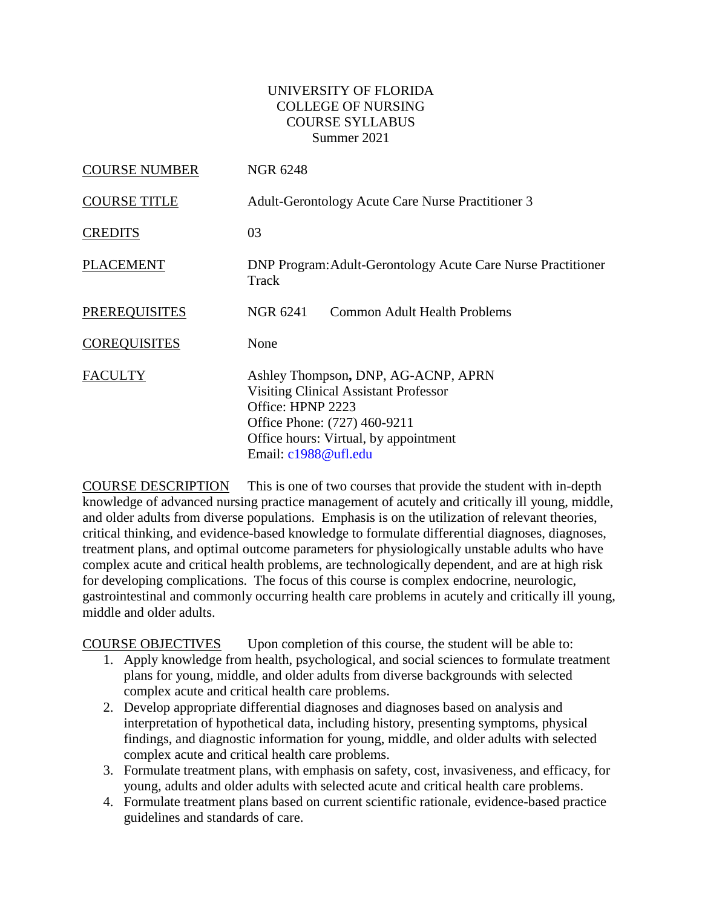UNIVERSITY OF FLORIDA
COLLEGE OF NURSING
COURSE SYLLABUS
Summer 2021

| | |
|---|---|
| COURSE NUMBER | NGR 6248 |
| COURSE TITLE | Adult-Gerontology Acute Care Nurse Practitioner 3 |
| CREDITS | 03 |
| PLACEMENT | DNP Program: Adult-Gerontology Acute Care Nurse Practitioner Track |
| PREREQUISITES | NGR 6241 Common Adult Health Problems |
| COREQUISITES | None |
| FACULTY | Ashley Thompson, DNP, AG-ACNP, APRN<br>Visiting Clinical Assistant Professor<br>Office: HPNP 2223<br>Office Phone: (727) 460-9211<br>Office hours: Virtual, by appointment<br>Email: c1988@ufl.edu |

COURSE DESCRIPTION This is one of two courses that provide the student with in-depth knowledge of advanced nursing practice management of acutely and critically ill young, middle, and older adults from diverse populations. Emphasis is on the utilization of relevant theories, critical thinking, and evidence-based knowledge to formulate differential diagnoses, diagnoses, treatment plans, and optimal outcome parameters for physiologically unstable adults who have complex acute and critical health problems, are technologically dependent, and are at high risk for developing complications. The focus of this course is complex endocrine, neurologic, gastrointestinal and commonly occurring health care problems in acutely and critically ill young, middle and older adults.

COURSE OBJECTIVES Upon completion of this course, the student will be able to:

1. Apply knowledge from health, psychological, and social sciences to formulate treatment plans for young, middle, and older adults from diverse backgrounds with selected complex acute and critical health care problems.
2. Develop appropriate differential diagnoses and diagnoses based on analysis and interpretation of hypothetical data, including history, presenting symptoms, physical findings, and diagnostic information for young, middle, and older adults with selected complex acute and critical health care problems.
3. Formulate treatment plans, with emphasis on safety, cost, invasiveness, and efficacy, for young, adults and older adults with selected acute and critical health care problems.
4. Formulate treatment plans based on current scientific rationale, evidence-based practice guidelines and standards of care.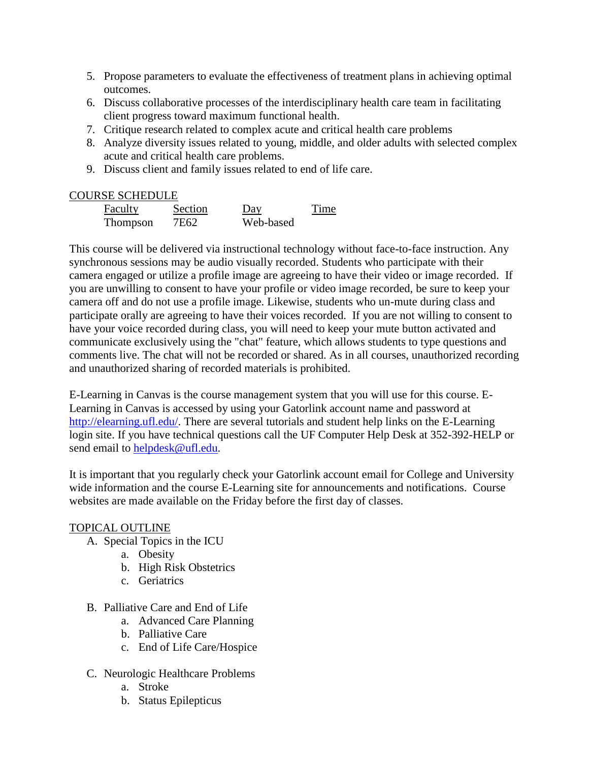5. Propose parameters to evaluate the effectiveness of treatment plans in achieving optimal outcomes.
6. Discuss collaborative processes of the interdisciplinary health care team in facilitating client progress toward maximum functional health.
7. Critique research related to complex acute and critical health care problems
8. Analyze diversity issues related to young, middle, and older adults with selected complex acute and critical health care problems.
9. Discuss client and family issues related to end of life care.

COURSE SCHEDULE

| Faculty | Section | Day | Time |
|---|---|---|---|
| Thompson | 7E62 | Web-based | |

This course will be delivered via instructional technology without face-to-face instruction. Any synchronous sessions may be audio visually recorded. Students who participate with their camera engaged or utilize a profile image are agreeing to have their video or image recorded. If you are unwilling to consent to have your profile or video image recorded, be sure to keep your camera off and do not use a profile image. Likewise, students who un-mute during class and participate orally are agreeing to have their voices recorded. If you are not willing to consent to have your voice recorded during class, you will need to keep your mute button activated and communicate exclusively using the "chat" feature, which allows students to type questions and comments live. The chat will not be recorded or shared. As in all courses, unauthorized recording and unauthorized sharing of recorded materials is prohibited.

E-Learning in Canvas is the course management system that you will use for this course. E-Learning in Canvas is accessed by using your Gatorlink account name and password at http://elearning.ufl.edu/. There are several tutorials and student help links on the E-Learning login site. If you have technical questions call the UF Computer Help Desk at 352-392-HELP or send email to helpdesk@ufl.edu.

It is important that you regularly check your Gatorlink account email for College and University wide information and the course E-Learning site for announcements and notifications. Course websites are made available on the Friday before the first day of classes.

TOPICAL OUTLINE

A. Special Topics in the ICU
   a. Obesity
   b. High Risk Obstetrics
   c. Geriatrics

B. Palliative Care and End of Life
   a. Advanced Care Planning
   b. Palliative Care
   c. End of Life Care/Hospice

C. Neurologic Healthcare Problems
   a. Stroke
   b. Status Epilepticus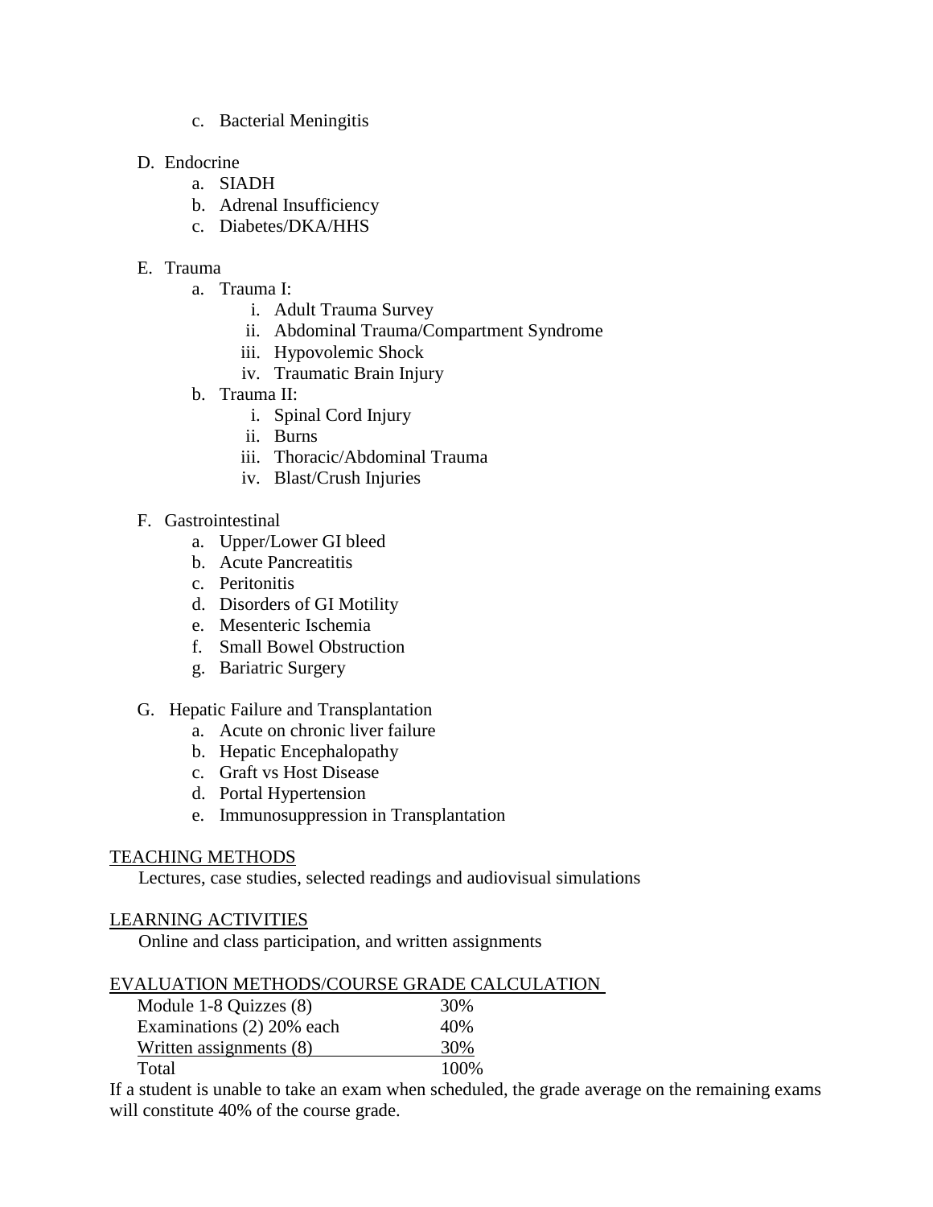c. Bacterial Meningitis

D. Endocrine
   a. SIADH
   b. Adrenal Insufficiency
   c. Diabetes/DKA/HHS

E. Trauma
   a. Trauma I:
      i. Adult Trauma Survey
      ii. Abdominal Trauma/Compartment Syndrome
      iii. Hypovolemic Shock
      iv. Traumatic Brain Injury
   b. Trauma II:
      i. Spinal Cord Injury
      ii. Burns
      iii. Thoracic/Abdominal Trauma
      iv. Blast/Crush Injuries

F. Gastrointestinal
   a. Upper/Lower GI bleed
   b. Acute Pancreatitis
   c. Peritonitis
   d. Disorders of GI Motility
   e. Mesenteric Ischemia
   f. Small Bowel Obstruction
   g. Bariatric Surgery

G. Hepatic Failure and Transplantation
   a. Acute on chronic liver failure
   b. Hepatic Encephalopathy
   c. Graft vs Host Disease
   d. Portal Hypertension
   e. Immunosuppression in Transplantation

TEACHING METHODS

Lectures, case studies, selected readings and audiovisual simulations

LEARNING ACTIVITIES

Online and class participation, and written assignments

EVALUATION METHODS/COURSE GRADE CALCULATION

| | |
|---|---|
| Module 1-8 Quizzes (8) | 30% |
| Examinations (2) 20% each | 40% |
| Written assignments (8) | 30% |
| Total | 100% |

If a student is unable to take an exam when scheduled, the grade average on the remaining exams will constitute 40% of the course grade.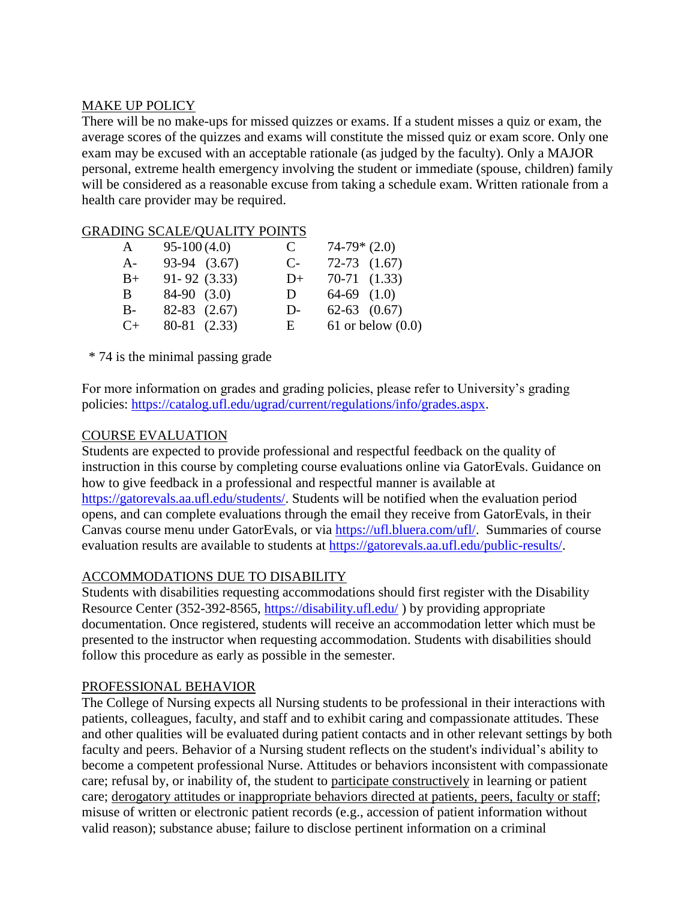## MAKE UP POLICY

There will be no make-ups for missed quizzes or exams. If a student misses a quiz or exam, the average scores of the quizzes and exams will constitute the missed quiz or exam score. Only one exam may be excused with an acceptable rationale (as judged by the faculty). Only a MAJOR personal, extreme health emergency involving the student or immediate (spouse, children) family will be considered as a reasonable excuse from taking a schedule exam. Written rationale from a health care provider may be required.

## GRADING SCALE/QUALITY POINTS

| | | | |
|---|---|---|---|
| A | 95-100 (4.0) | C | 74-79* (2.0) |
| A- | 93-94 (3.67) | C- | 72-73 (1.67) |
| B+ | 91- 92 (3.33) | D+ | 70-71 (1.33) |
| B | 84-90 (3.0) | D | 64-69 (1.0) |
| B- | 82-83 (2.67) | D- | 62-63 (0.67) |
| C+ | 80-81 (2.33) | E | 61 or below (0.0) |

\* 74 is the minimal passing grade

For more information on grades and grading policies, please refer to University's grading policies: https://catalog.ufl.edu/ugrad/current/regulations/info/grades.aspx.

## COURSE EVALUATION

Students are expected to provide professional and respectful feedback on the quality of instruction in this course by completing course evaluations online via GatorEvals. Guidance on how to give feedback in a professional and respectful manner is available at https://gatorevals.aa.ufl.edu/students/. Students will be notified when the evaluation period opens, and can complete evaluations through the email they receive from GatorEvals, in their Canvas course menu under GatorEvals, or via https://ufl.bluera.com/ufl/. Summaries of course evaluation results are available to students at https://gatorevals.aa.ufl.edu/public-results/.

## ACCOMMODATIONS DUE TO DISABILITY

Students with disabilities requesting accommodations should first register with the Disability Resource Center (352-392-8565, https://disability.ufl.edu/ ) by providing appropriate documentation. Once registered, students will receive an accommodation letter which must be presented to the instructor when requesting accommodation. Students with disabilities should follow this procedure as early as possible in the semester.

## PROFESSIONAL BEHAVIOR

The College of Nursing expects all Nursing students to be professional in their interactions with patients, colleagues, faculty, and staff and to exhibit caring and compassionate attitudes. These and other qualities will be evaluated during patient contacts and in other relevant settings by both faculty and peers. Behavior of a Nursing student reflects on the student's individual's ability to become a competent professional Nurse. Attitudes or behaviors inconsistent with compassionate care; refusal by, or inability of, the student to participate constructively in learning or patient care; derogatory attitudes or inappropriate behaviors directed at patients, peers, faculty or staff; misuse of written or electronic patient records (e.g., accession of patient information without valid reason); substance abuse; failure to disclose pertinent information on a criminal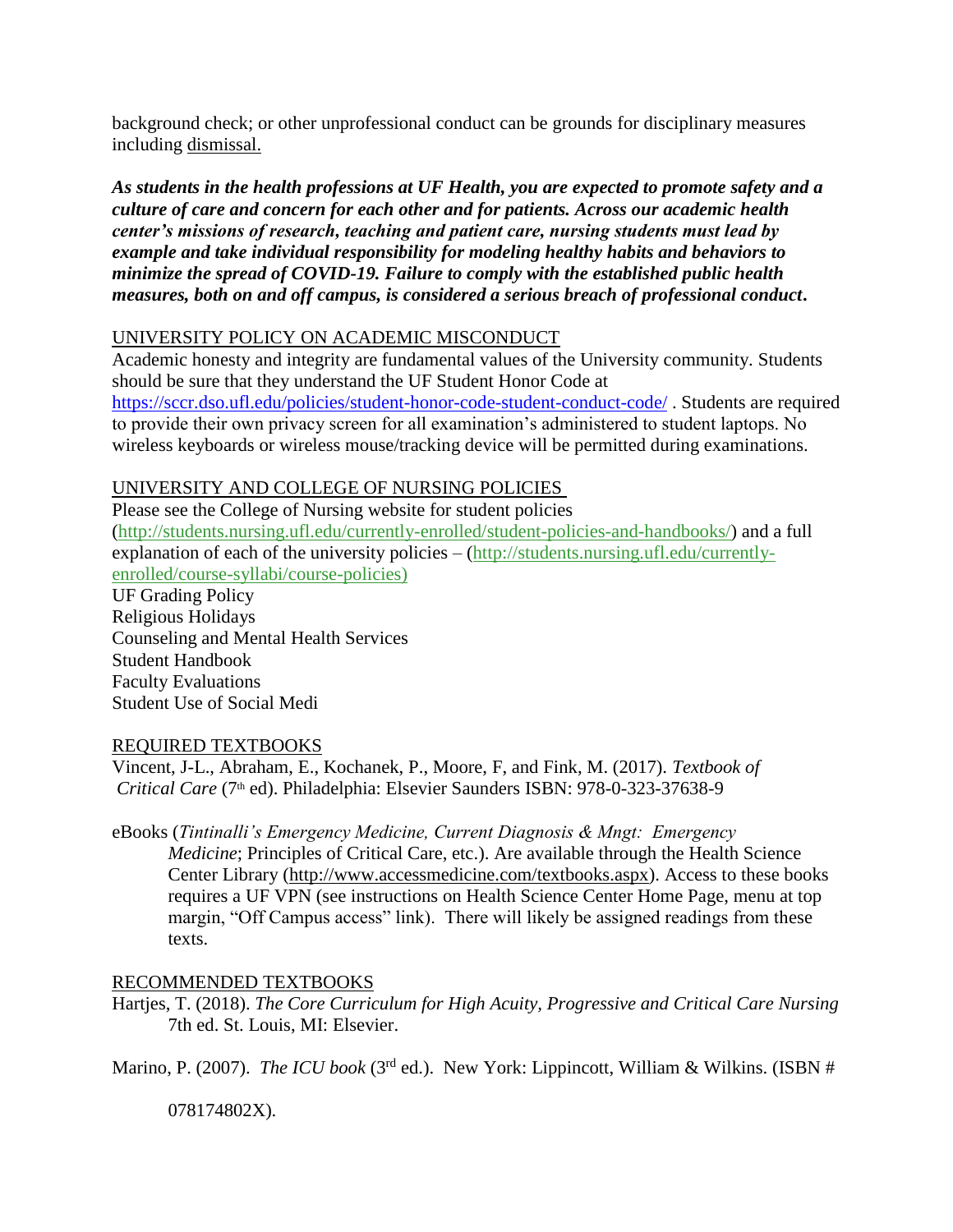background check; or other unprofessional conduct can be grounds for disciplinary measures including dismissal.

***As students in the health professions at UF Health, you are expected to promote safety and a culture of care and concern for each other and for patients. Across our academic health center's missions of research, teaching and patient care, nursing students must lead by example and take individual responsibility for modeling healthy habits and behaviors to minimize the spread of COVID-19. Failure to comply with the established public health measures, both on and off campus, is considered a serious breach of professional conduct.***

UNIVERSITY POLICY ON ACADEMIC MISCONDUCT

Academic honesty and integrity are fundamental values of the University community. Students should be sure that they understand the UF Student Honor Code at https://sccr.dso.ufl.edu/policies/student-honor-code-student-conduct-code/ . Students are required to provide their own privacy screen for all examination's administered to student laptops. No wireless keyboards or wireless mouse/tracking device will be permitted during examinations.

UNIVERSITY AND COLLEGE OF NURSING POLICIES

Please see the College of Nursing website for student policies (http://students.nursing.ufl.edu/currently-enrolled/student-policies-and-handbooks/) and a full explanation of each of the university policies – (http://students.nursing.ufl.edu/currently-enrolled/course-syllabi/course-policies)

UF Grading Policy
Religious Holidays
Counseling and Mental Health Services
Student Handbook
Faculty Evaluations
Student Use of Social Medi

REQUIRED TEXTBOOKS

Vincent, J-L., Abraham, E., Kochanek, P., Moore, F, and Fink, M. (2017). *Textbook of Critical Care* (7th ed). Philadelphia: Elsevier Saunders ISBN: 978-0-323-37638-9

eBooks (*Tintinalli's Emergency Medicine, Current Diagnosis & Mngt: Emergency Medicine*; Principles of Critical Care, etc.). Are available through the Health Science Center Library (http://www.accessmedicine.com/textbooks.aspx). Access to these books requires a UF VPN (see instructions on Health Science Center Home Page, menu at top margin, "Off Campus access" link). There will likely be assigned readings from these texts.

RECOMMENDED TEXTBOOKS

Hartjes, T. (2018). *The Core Curriculum for High Acuity, Progressive and Critical Care Nursing* 7th ed. St. Louis, MI: Elsevier.

Marino, P. (2007). *The ICU book* (3rd ed.). New York: Lippincott, William & Wilkins. (ISBN # 078174802X).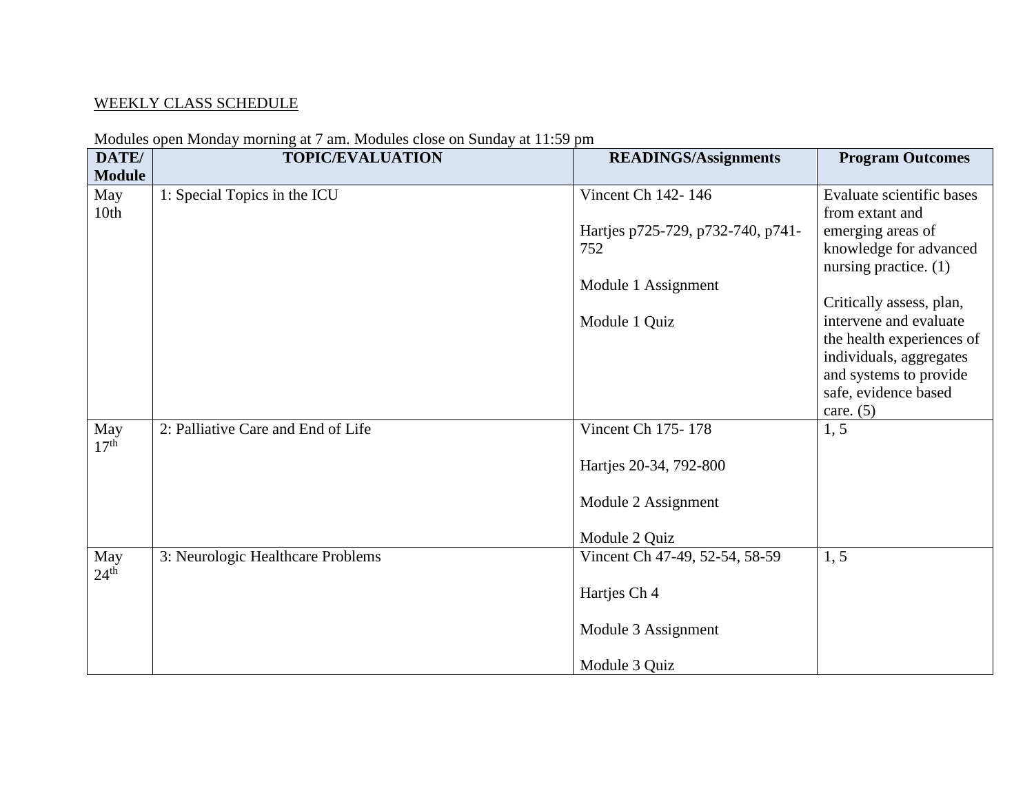<u>WEEKLY CLASS SCHEDULE</u>

Modules open Monday morning at 7 am. Modules close on Sunday at 11:59 pm

| DATE/ Module | TOPIC/EVALUATION | READINGS/Assignments | Program Outcomes |
|---|---|---|---|
| May 10th | 1: Special Topics in the ICU | Vincent Ch 142- 146<br><br>Hartjes p725-729, p732-740, p741-752<br><br>Module 1 Assignment<br><br>Module 1 Quiz | Evaluate scientific bases from extant and emerging areas of knowledge for advanced nursing practice. (1)<br><br>Critically assess, plan, intervene and evaluate the health experiences of individuals, aggregates and systems to provide safe, evidence based care. (5) |
| May 17th | 2: Palliative Care and End of Life | Vincent Ch 175- 178<br><br>Hartjes 20-34, 792-800<br><br>Module 2 Assignment<br><br>Module 2 Quiz | 1, 5 |
| May 24th | 3: Neurologic Healthcare Problems | Vincent Ch 47-49, 52-54, 58-59<br><br>Hartjes Ch 4<br><br>Module 3 Assignment<br><br>Module 3 Quiz | 1, 5 |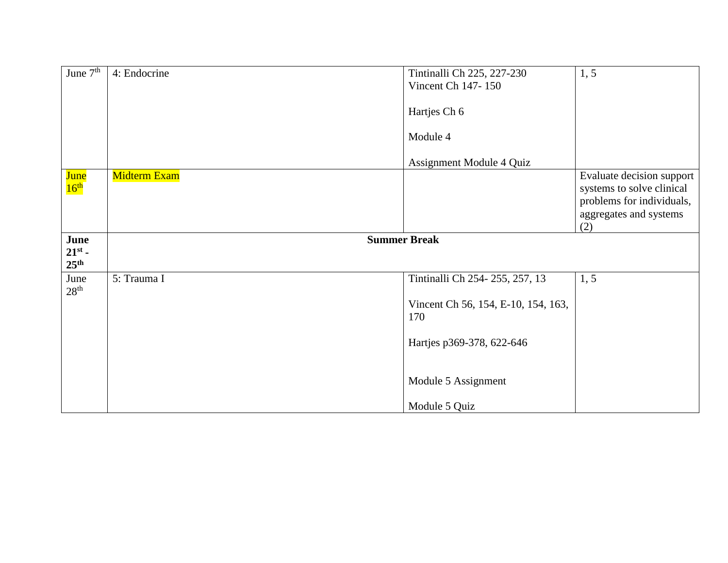| | | | |
|---|---|---|---|
| June 7th | 4: Endocrine | Tintinalli Ch 225, 227-230<br>Vincent Ch 147- 150<br><br>Hartjes Ch 6<br><br>Module 4<br><br>Assignment Module 4 Quiz | 1, 5 |
| June 16th | Midterm Exam | | Evaluate decision support systems to solve clinical problems for individuals, aggregates and systems (2) |
| **June 21st - 25th** | **Summer Break** | | |
| June 28th | 5: Trauma I | Tintinalli Ch 254- 255, 257, 13<br><br>Vincent Ch 56, 154, E-10, 154, 163, 170<br><br>Hartjes p369-378, 622-646<br><br>Module 5 Assignment<br><br>Module 5 Quiz | 1, 5 |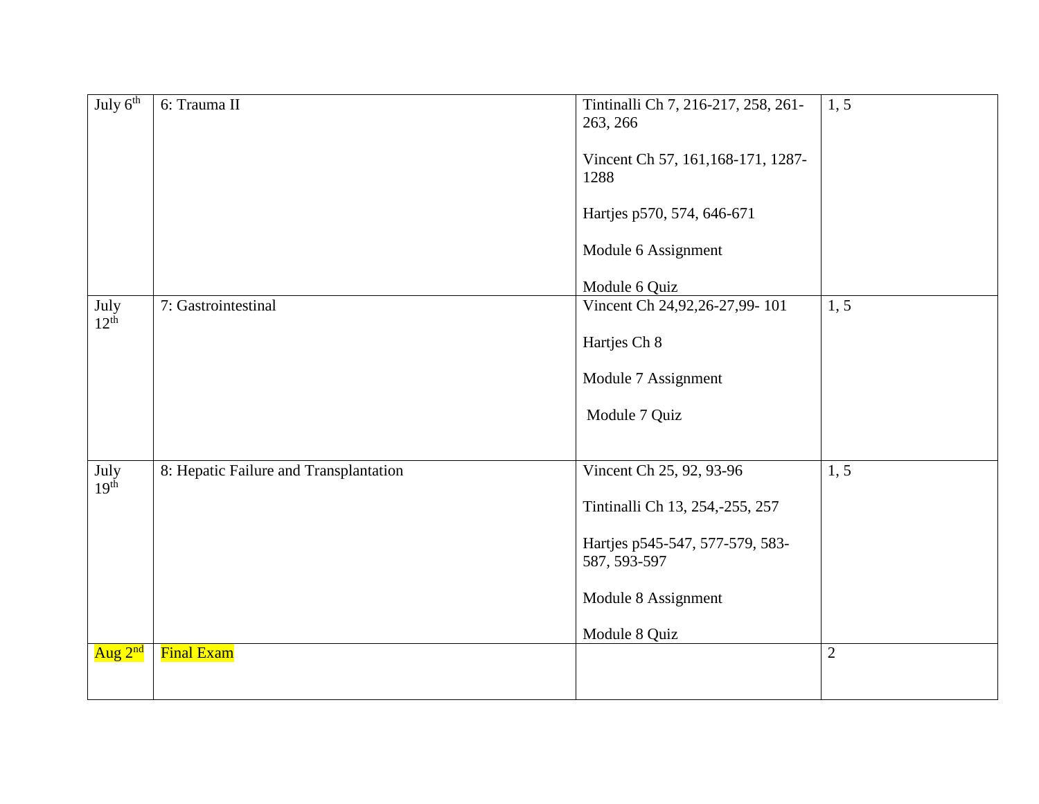| July 6th | 6: Trauma II | Tintinalli Ch 7, 216-217, 258, 261-263, 266<br><br>Vincent Ch 57, 161,168-171, 1287-1288<br><br>Hartjes p570, 574, 646-671<br><br>Module 6 Assignment<br><br>Module 6 Quiz | 1, 5 |
|---|---|---|---|
| July 12th | 7: Gastrointestinal | Vincent Ch 24,92,26-27,99- 101<br><br>Hartjes Ch 8<br><br>Module 7 Assignment<br><br>Module 7 Quiz | 1, 5 |
| July 19th | 8: Hepatic Failure and Transplantation | Vincent Ch 25, 92, 93-96<br><br>Tintinalli Ch 13, 254,-255, 257<br><br>Hartjes p545-547, 577-579, 583-587, 593-597<br><br>Module 8 Assignment<br><br>Module 8 Quiz | 1, 5 |
| Aug 2nd | Final Exam | | 2 |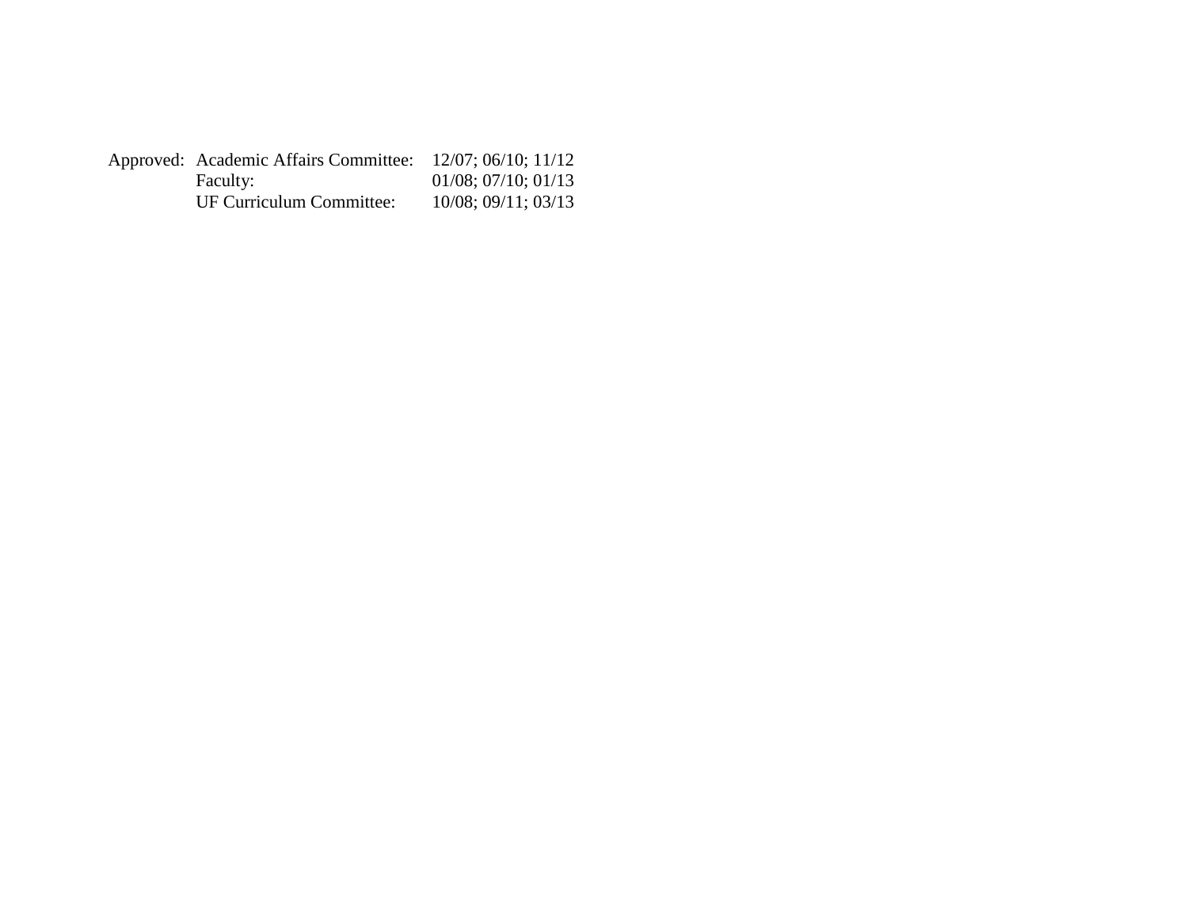| | | |
|---|---|---|
| Approved: | Academic Affairs Committee: | 12/07; 06/10; 11/12 |
| | Faculty: | 01/08; 07/10; 01/13 |
| | UF Curriculum Committee: | 10/08; 09/11; 03/13 |